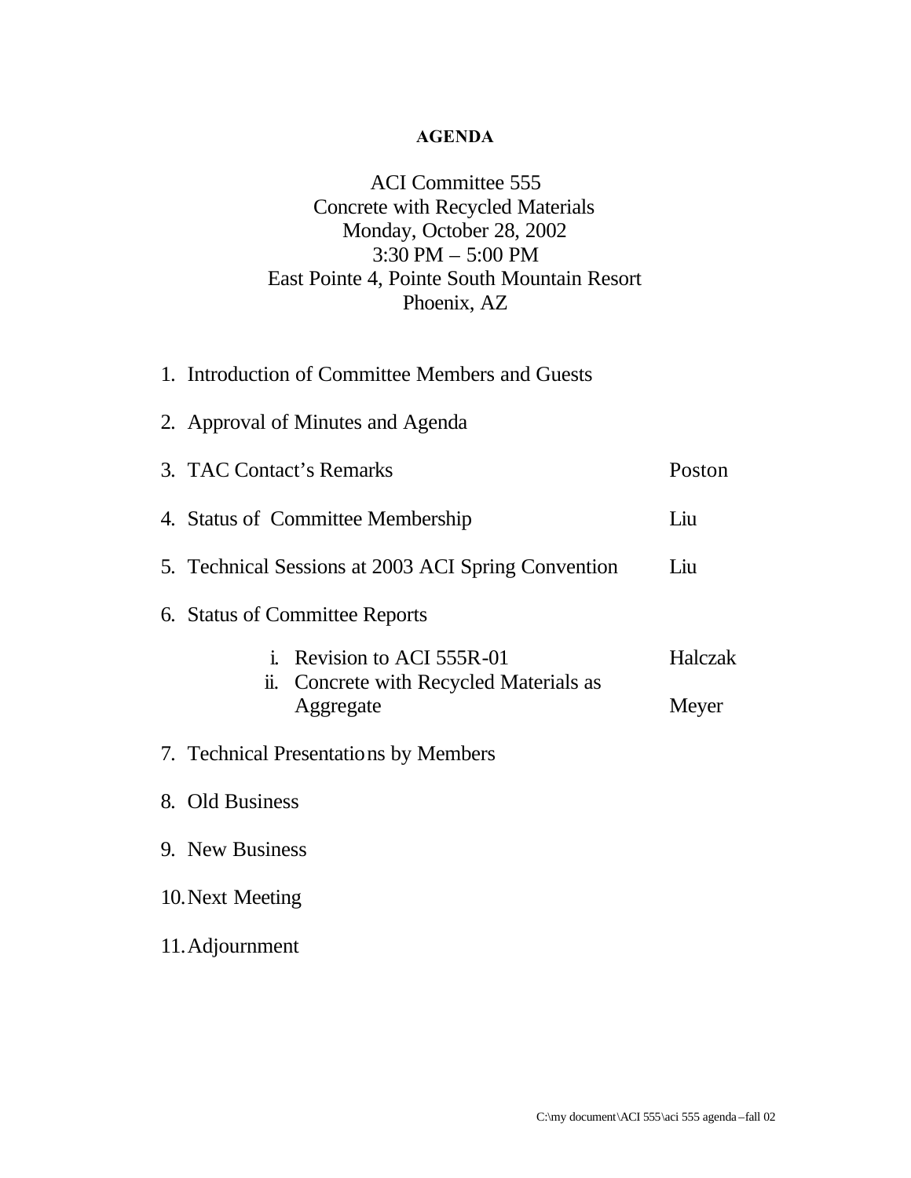# AGENDA

ACI Committee 555
Concrete with Recycled Materials
Monday, October 28, 2002
3:30 PM – 5:00 PM
East Pointe 4, Pointe South Mountain Resort
Phoenix, AZ

| Item | Presenter |
| --- | --- |
| 1. Introduction of Committee Members and Guests | |
| 2. Approval of Minutes and Agenda | |
| 3. TAC Contact's Remarks | Poston |
| 4. Status of Committee Membership | Liu |
| 5. Technical Sessions at 2003 ACI Spring Convention | Liu |
| 6. Status of Committee Reports | |
| i. Revision to ACI 555R-01 | Halczak |
| ii. Concrete with Recycled Materials as Aggregate | Meyer |
| 7. Technical Presentations by Members | |
| 8. Old Business | |
| 9. New Business | |
| 10. Next Meeting | |
| 11. Adjournment | |

C:\my document\ACI 555\aci 555 agenda – fall 02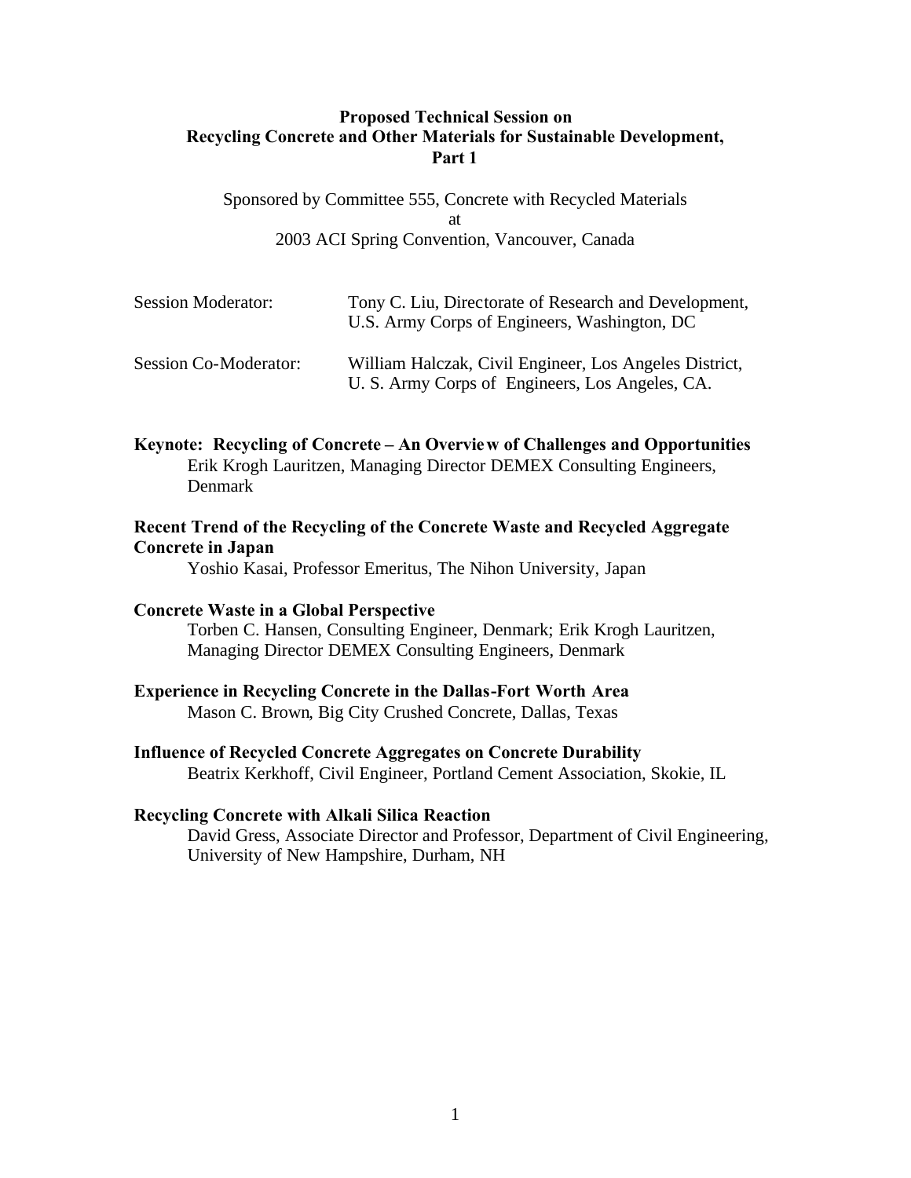**Proposed Technical Session on**
**Recycling Concrete and Other Materials for Sustainable Development,**
**Part 1**

Sponsored by Committee 555, Concrete with Recycled Materials
at
2003 ACI Spring Convention, Vancouver, Canada

| | |
|---|---|
| Session Moderator: | Tony C. Liu, Directorate of Research and Development, U.S. Army Corps of Engineers, Washington, DC |
| Session Co-Moderator: | William Halczak, Civil Engineer, Los Angeles District, U. S. Army Corps of Engineers, Los Angeles, CA. |

**Keynote: Recycling of Concrete – An Overview of Challenges and Opportunities**
Erik Krogh Lauritzen, Managing Director DEMEX Consulting Engineers, Denmark

**Recent Trend of the Recycling of the Concrete Waste and Recycled Aggregate Concrete in Japan**
Yoshio Kasai, Professor Emeritus, The Nihon University, Japan

**Concrete Waste in a Global Perspective**
Torben C. Hansen, Consulting Engineer, Denmark; Erik Krogh Lauritzen, Managing Director DEMEX Consulting Engineers, Denmark

**Experience in Recycling Concrete in the Dallas-Fort Worth Area**
Mason C. Brown, Big City Crushed Concrete, Dallas, Texas

**Influence of Recycled Concrete Aggregates on Concrete Durability**
Beatrix Kerkhoff, Civil Engineer, Portland Cement Association, Skokie, IL

**Recycling Concrete with Alkali Silica Reaction**
David Gress, Associate Director and Professor, Department of Civil Engineering, University of New Hampshire, Durham, NH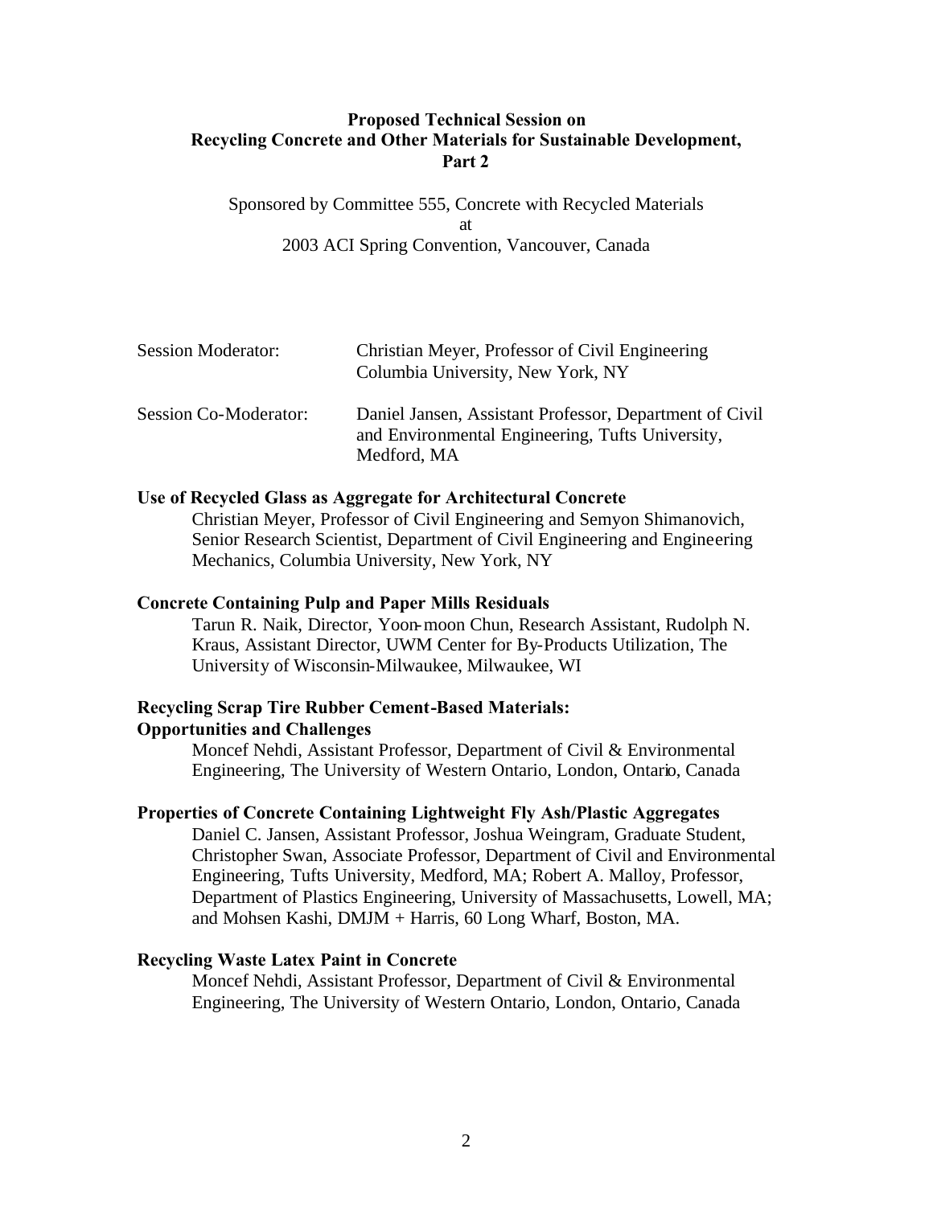**Proposed Technical Session on Recycling Concrete and Other Materials for Sustainable Development, Part 2**

Sponsored by Committee 555, Concrete with Recycled Materials
at
2003 ACI Spring Convention, Vancouver, Canada

| | |
|---|---|
| Session Moderator: | Christian Meyer, Professor of Civil Engineering Columbia University, New York, NY |
| Session Co-Moderator: | Daniel Jansen, Assistant Professor, Department of Civil and Environmental Engineering, Tufts University, Medford, MA |

**Use of Recycled Glass as Aggregate for Architectural Concrete**

Christian Meyer, Professor of Civil Engineering and Semyon Shimanovich, Senior Research Scientist, Department of Civil Engineering and Engineering Mechanics, Columbia University, New York, NY

**Concrete Containing Pulp and Paper Mills Residuals**

Tarun R. Naik, Director, Yoon-moon Chun, Research Assistant, Rudolph N. Kraus, Assistant Director, UWM Center for By-Products Utilization, The University of Wisconsin-Milwaukee, Milwaukee, WI

**Recycling Scrap Tire Rubber Cement-Based Materials: Opportunities and Challenges**

Moncef Nehdi, Assistant Professor, Department of Civil & Environmental Engineering, The University of Western Ontario, London, Ontario, Canada

**Properties of Concrete Containing Lightweight Fly Ash/Plastic Aggregates**

Daniel C. Jansen, Assistant Professor, Joshua Weingram, Graduate Student, Christopher Swan, Associate Professor, Department of Civil and Environmental Engineering, Tufts University, Medford, MA; Robert A. Malloy, Professor, Department of Plastics Engineering, University of Massachusetts, Lowell, MA; and Mohsen Kashi, DMJM + Harris, 60 Long Wharf, Boston, MA.

**Recycling Waste Latex Paint in Concrete**

Moncef Nehdi, Assistant Professor, Department of Civil & Environmental Engineering, The University of Western Ontario, London, Ontario, Canada